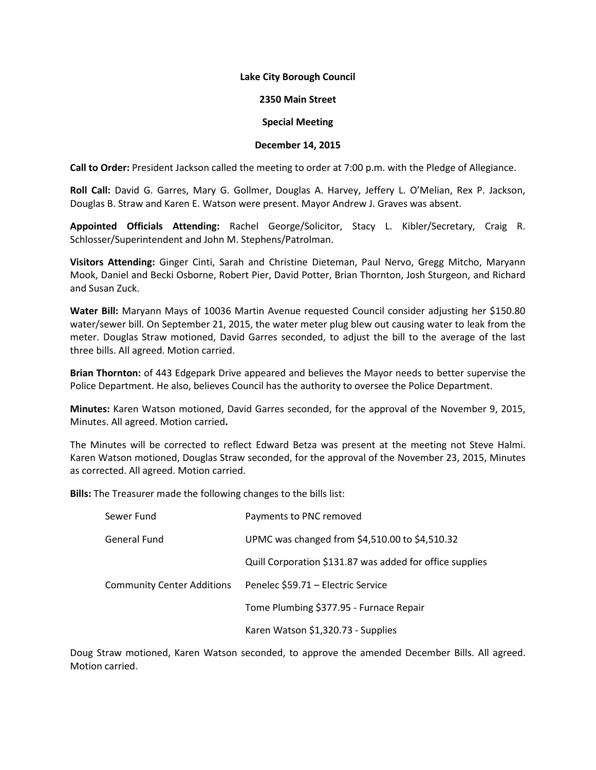**Lake City Borough Council**

**2350 Main Street**

**Special Meeting**

**December 14, 2015**

**Call to Order:** President Jackson called the meeting to order at 7:00 p.m. with the Pledge of Allegiance.

**Roll Call:** David G. Garres, Mary G. Gollmer, Douglas A. Harvey, Jeffery L. O'Melian, Rex P. Jackson, Douglas B. Straw and Karen E. Watson were present. Mayor Andrew J. Graves was absent.

**Appointed Officials Attending:** Rachel George/Solicitor, Stacy L. Kibler/Secretary, Craig R. Schlosser/Superintendent and John M. Stephens/Patrolman.

**Visitors Attending:** Ginger Cinti, Sarah and Christine Dieteman, Paul Nervo, Gregg Mitcho, Maryann Mook, Daniel and Becki Osborne, Robert Pier, David Potter, Brian Thornton, Josh Sturgeon, and Richard and Susan Zuck.

**Water Bill:** Maryann Mays of 10036 Martin Avenue requested Council consider adjusting her $150.80 water/sewer bill. On September 21, 2015, the water meter plug blew out causing water to leak from the meter. Douglas Straw motioned, David Garres seconded, to adjust the bill to the average of the last three bills. All agreed. Motion carried.

**Brian Thornton:** of 443 Edgepark Drive appeared and believes the Mayor needs to better supervise the Police Department. He also, believes Council has the authority to oversee the Police Department.

**Minutes:** Karen Watson motioned, David Garres seconded, for the approval of the November 9, 2015, Minutes. All agreed. Motion carried**.**

The Minutes will be corrected to reflect Edward Betza was present at the meeting not Steve Halmi. Karen Watson motioned, Douglas Straw seconded, for the approval of the November 23, 2015, Minutes as corrected. All agreed. Motion carried.

**Bills:** The Treasurer made the following changes to the bills list:

| | |
|---|---|
| Sewer Fund | Payments to PNC removed |
| General Fund | UPMC was changed from $4,510.00 to $4,510.32 |
| | Quill Corporation $131.87 was added for office supplies |
| Community Center Additions | Penelec $59.71 – Electric Service |
| | Tome Plumbing $377.95 - Furnace Repair |
| | Karen Watson $1,320.73 - Supplies |

Doug Straw motioned, Karen Watson seconded, to approve the amended December Bills. All agreed. Motion carried.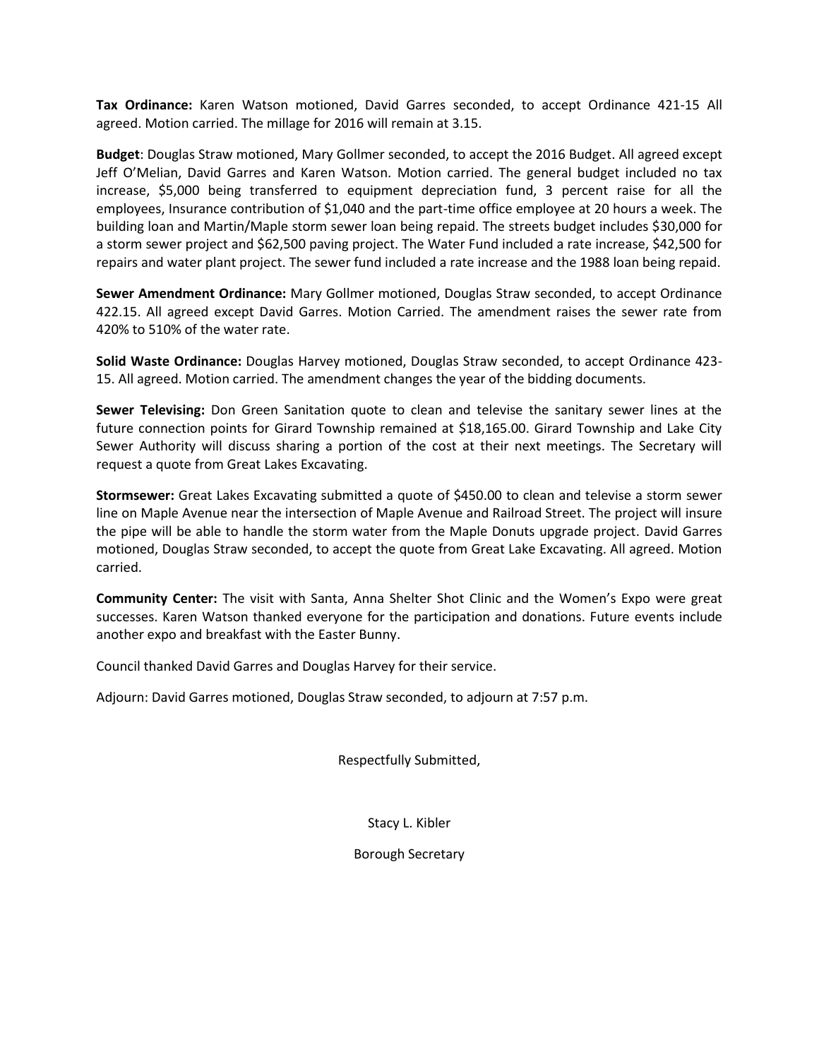**Tax Ordinance:** Karen Watson motioned, David Garres seconded, to accept Ordinance 421-15 All agreed. Motion carried. The millage for 2016 will remain at 3.15.

**Budget**: Douglas Straw motioned, Mary Gollmer seconded, to accept the 2016 Budget. All agreed except Jeff O'Melian, David Garres and Karen Watson. Motion carried. The general budget included no tax increase, $5,000 being transferred to equipment depreciation fund, 3 percent raise for all the employees, Insurance contribution of $1,040 and the part-time office employee at 20 hours a week. The building loan and Martin/Maple storm sewer loan being repaid. The streets budget includes $30,000 for a storm sewer project and $62,500 paving project. The Water Fund included a rate increase, $42,500 for repairs and water plant project. The sewer fund included a rate increase and the 1988 loan being repaid.

**Sewer Amendment Ordinance:** Mary Gollmer motioned, Douglas Straw seconded, to accept Ordinance 422.15. All agreed except David Garres. Motion Carried. The amendment raises the sewer rate from 420% to 510% of the water rate.

**Solid Waste Ordinance:** Douglas Harvey motioned, Douglas Straw seconded, to accept Ordinance 423-15. All agreed. Motion carried. The amendment changes the year of the bidding documents.

**Sewer Televising:** Don Green Sanitation quote to clean and televise the sanitary sewer lines at the future connection points for Girard Township remained at $18,165.00. Girard Township and Lake City Sewer Authority will discuss sharing a portion of the cost at their next meetings. The Secretary will request a quote from Great Lakes Excavating.

**Stormsewer:** Great Lakes Excavating submitted a quote of $450.00 to clean and televise a storm sewer line on Maple Avenue near the intersection of Maple Avenue and Railroad Street. The project will insure the pipe will be able to handle the storm water from the Maple Donuts upgrade project. David Garres motioned, Douglas Straw seconded, to accept the quote from Great Lake Excavating. All agreed. Motion carried.

**Community Center:** The visit with Santa, Anna Shelter Shot Clinic and the Women's Expo were great successes. Karen Watson thanked everyone for the participation and donations. Future events include another expo and breakfast with the Easter Bunny.

Council thanked David Garres and Douglas Harvey for their service.

Adjourn: David Garres motioned, Douglas Straw seconded, to adjourn at 7:57 p.m.

Respectfully Submitted,

Stacy L. Kibler

Borough Secretary